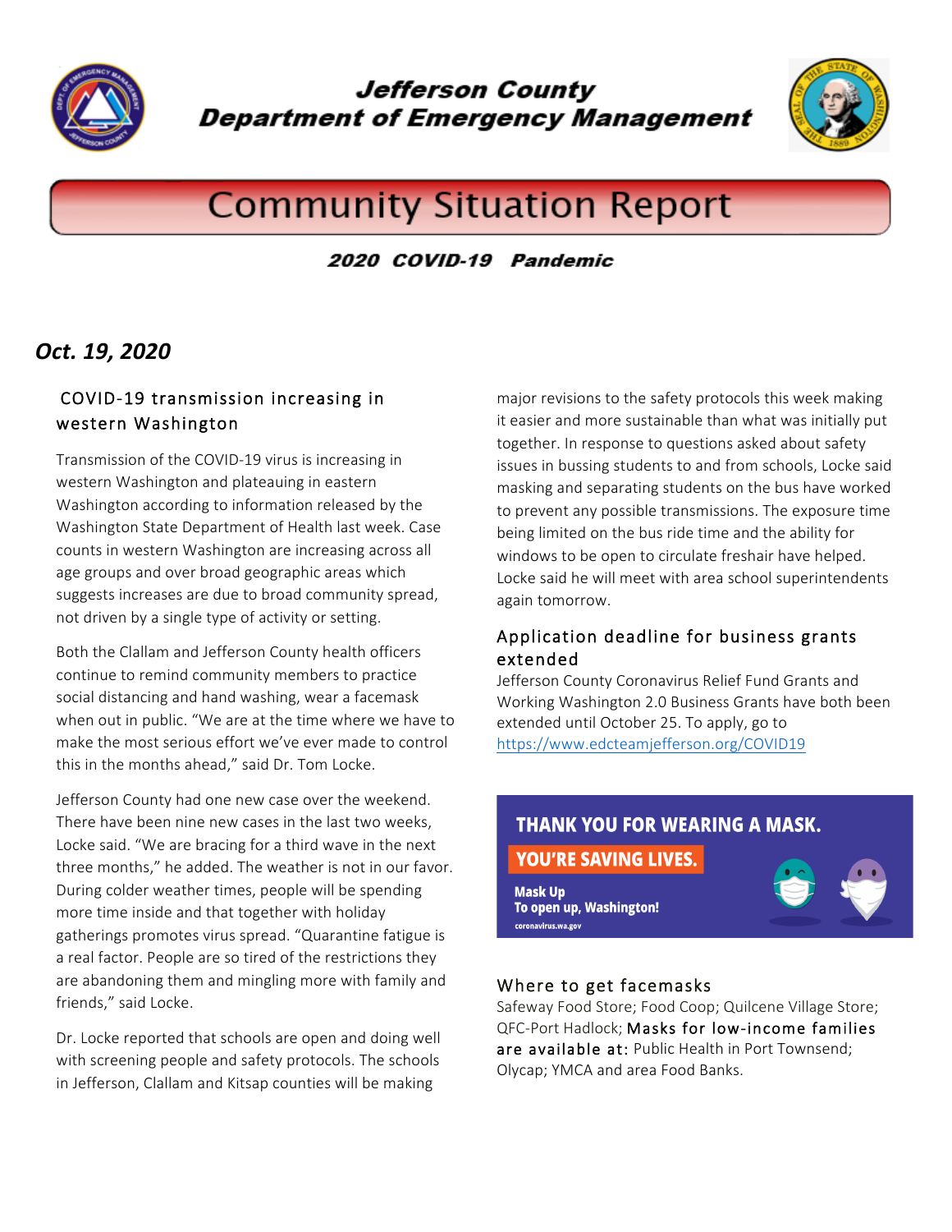# Jefferson County
# Department of Emergency Management

## Community Situation Report

**2020 COVID-19 Pandemic**

***Oct. 19, 2020***

### COVID-19 transmission increasing in western Washington

Transmission of the COVID-19 virus is increasing in western Washington and plateauing in eastern Washington according to information released by the Washington State Department of Health last week. Case counts in western Washington are increasing across all age groups and over broad geographic areas which suggests increases are due to broad community spread, not driven by a single type of activity or setting.

Both the Clallam and Jefferson County health officers continue to remind community members to practice social distancing and hand washing, wear a facemask when out in public. "We are at the time where we have to make the most serious effort we've ever made to control this in the months ahead," said Dr. Tom Locke.

Jefferson County had one new case over the weekend. There have been nine new cases in the last two weeks, Locke said. "We are bracing for a third wave in the next three months," he added. The weather is not in our favor. During colder weather times, people will be spending more time inside and that together with holiday gatherings promotes virus spread. "Quarantine fatigue is a real factor. People are so tired of the restrictions they are abandoning them and mingling more with family and friends," said Locke.

Dr. Locke reported that schools are open and doing well with screening people and safety protocols. The schools in Jefferson, Clallam and Kitsap counties will be making major revisions to the safety protocols this week making it easier and more sustainable than what was initially put together. In response to questions asked about safety issues in bussing students to and from schools, Locke said masking and separating students on the bus have worked to prevent any possible transmissions. The exposure time being limited on the bus ride time and the ability for windows to be open to circulate freshair have helped. Locke said he will meet with area school superintendents again tomorrow.

### Application deadline for business grants extended

Jefferson County Coronavirus Relief Fund Grants and Working Washington 2.0 Business Grants have both been extended until October 25. To apply, go to https://www.edcteamjefferson.org/COVID19

**THANK YOU FOR WEARING A MASK.**
**YOU'RE SAVING LIVES.**
**Mask Up**
**To open up, Washington!**
coronavirus.wa.gov

### Where to get facemasks

Safeway Food Store; Food Coop; Quilcene Village Store; QFC-Port Hadlock; Masks for low-income families are available at: Public Health in Port Townsend; Olycap; YMCA and area Food Banks.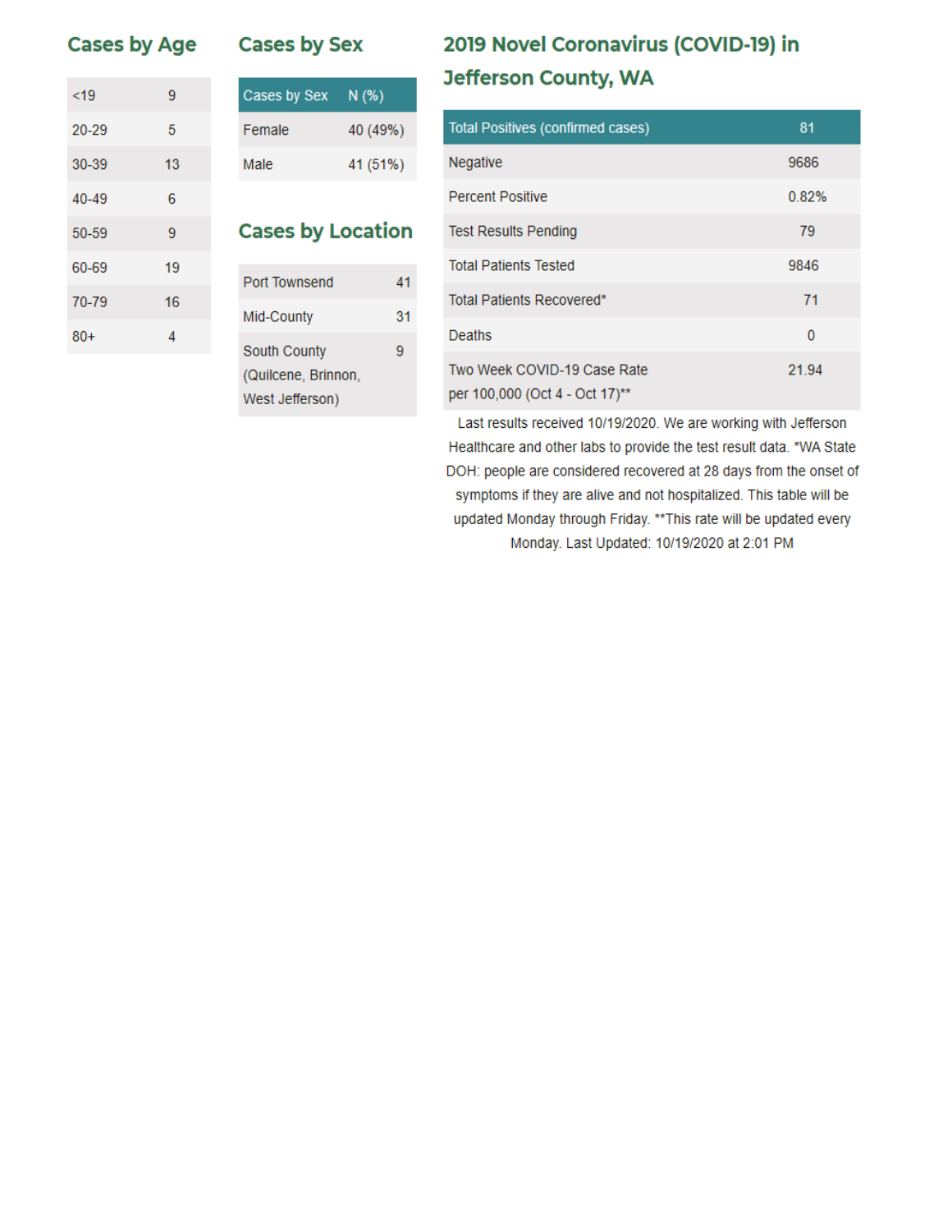## Cases by Age

| | |
|---|---|
| <19 | 9 |
| 20-29 | 5 |
| 30-39 | 13 |
| 40-49 | 6 |
| 50-59 | 9 |
| 60-69 | 19 |
| 70-79 | 16 |
| 80+ | 4 |

## Cases by Sex

| Cases by Sex | N (%) |
|---|---|
| Female | 40 (49%) |
| Male | 41 (51%) |

## Cases by Location

| | |
|---|---|
| Port Townsend | 41 |
| Mid-County | 31 |
| South County (Quilcene, Brinnon, West Jefferson) | 9 |

## 2019 Novel Coronavirus (COVID-19) in Jefferson County, WA

| Total Positives (confirmed cases) | 81 |
|---|---|
| Negative | 9686 |
| Percent Positive | 0.82% |
| Test Results Pending | 79 |
| Total Patients Tested | 9846 |
| Total Patients Recovered* | 71 |
| Deaths | 0 |
| Two Week COVID-19 Case Rate per 100,000 (Oct 4 - Oct 17)** | 21.94 |

Last results received 10/19/2020. We are working with Jefferson Healthcare and other labs to provide the test result data. *WA State DOH: people are considered recovered at 28 days from the onset of symptoms if they are alive and not hospitalized. This table will be updated Monday through Friday. **This rate will be updated every Monday. Last Updated: 10/19/2020 at 2:01 PM